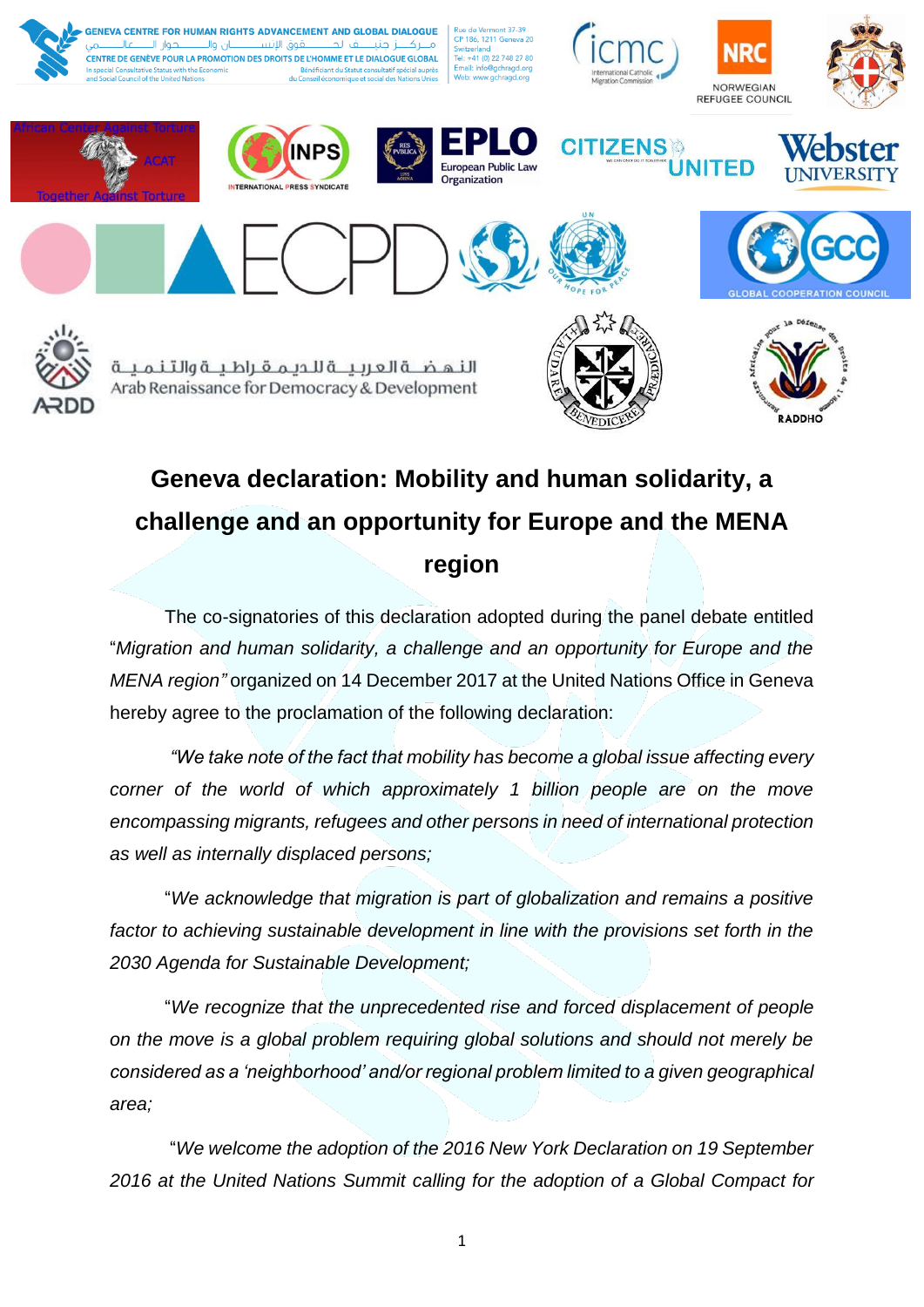GENEVA CENTRE FOR HUMAN RIGHTS ADVANCEMENT AND GLOBAL DIALOGUE
مركز جنيف لحقوق الإنسان والحوار العالمي
CENTRE DE GENÈVE POUR LA PROMOTION DES DROITS DE L'HOMME ET LE DIALOGUE GLOBAL
In special Consultative Status with the Economic and Social Council of the United Nations
Bénéficiant du Statut consultatif spécial auprès du Conseil économique et social des Nations Unies

Rue de Vermont 37-39
CP 186, 1211 Geneva 20
Switzerland
Tel: +41 (0) 22 748 27 80
Email: info@gchragd.org
Web: www.gchragd.org

# Geneva declaration: Mobility and human solidarity, a challenge and an opportunity for Europe and the MENA region

The co-signatories of this declaration adopted during the panel debate entitled "*Migration and human solidarity, a challenge and an opportunity for Europe and the MENA region"* organized on 14 December 2017 at the United Nations Office in Geneva hereby agree to the proclamation of the following declaration:

*"We take note of the fact that mobility has become a global issue affecting every corner of the world of which approximately 1 billion people are on the move encompassing migrants, refugees and other persons in need of international protection as well as internally displaced persons;*

"*We acknowledge that migration is part of globalization and remains a positive factor to achieving sustainable development in line with the provisions set forth in the 2030 Agenda for Sustainable Development;*

"*We recognize that the unprecedented rise and forced displacement of people on the move is a global problem requiring global solutions and should not merely be considered as a 'neighborhood' and/or regional problem limited to a given geographical area;*

"*We welcome the adoption of the 2016 New York Declaration on 19 September 2016 at the United Nations Summit calling for the adoption of a Global Compact for*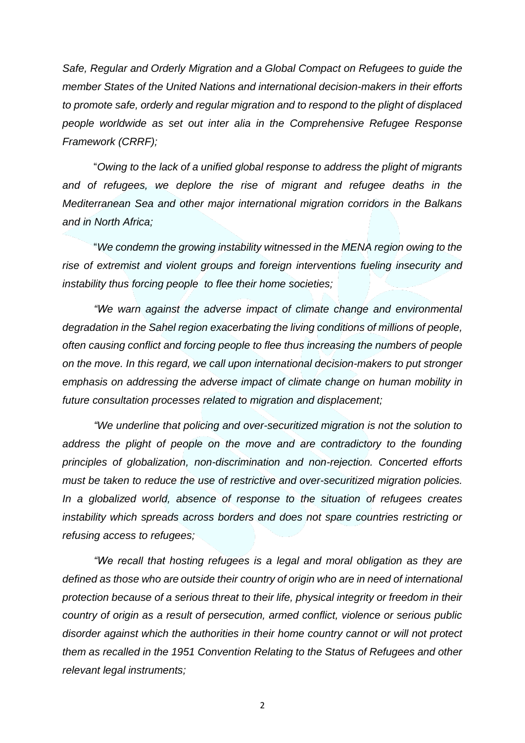*Safe, Regular and Orderly Migration and a Global Compact on Refugees to guide the member States of the United Nations and international decision-makers in their efforts to promote safe, orderly and regular migration and to respond to the plight of displaced people worldwide as set out inter alia in the Comprehensive Refugee Response Framework (CRRF);*

"*Owing to the lack of a unified global response to address the plight of migrants and of refugees, we deplore the rise of migrant and refugee deaths in the Mediterranean Sea and other major international migration corridors in the Balkans and in North Africa;*

"*We condemn the growing instability witnessed in the MENA region owing to the rise of extremist and violent groups and foreign interventions fueling insecurity and instability thus forcing people to flee their home societies;*

*"We warn against the adverse impact of climate change and environmental degradation in the Sahel region exacerbating the living conditions of millions of people, often causing conflict and forcing people to flee thus increasing the numbers of people on the move. In this regard, we call upon international decision-makers to put stronger emphasis on addressing the adverse impact of climate change on human mobility in future consultation processes related to migration and displacement;*

*"We underline that policing and over-securitized migration is not the solution to address the plight of people on the move and are contradictory to the founding principles of globalization, non-discrimination and non-rejection. Concerted efforts must be taken to reduce the use of restrictive and over-securitized migration policies. In a globalized world, absence of response to the situation of refugees creates instability which spreads across borders and does not spare countries restricting or refusing access to refugees;*

*"We recall that hosting refugees is a legal and moral obligation as they are defined as those who are outside their country of origin who are in need of international protection because of a serious threat to their life, physical integrity or freedom in their country of origin as a result of persecution, armed conflict, violence or serious public disorder against which the authorities in their home country cannot or will not protect them as recalled in the 1951 Convention Relating to the Status of Refugees and other relevant legal instruments;*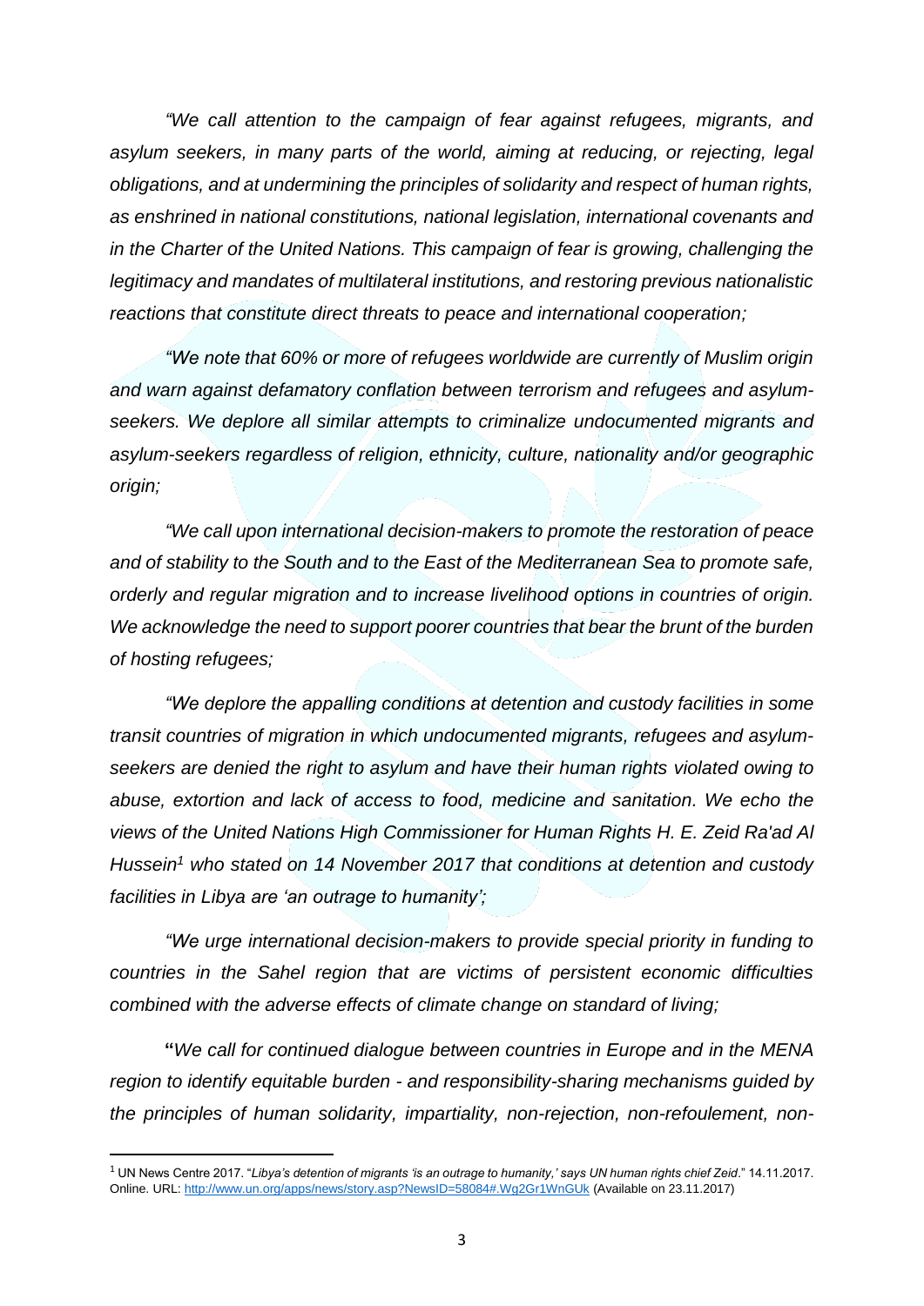*"We call attention to the campaign of fear against refugees, migrants, and asylum seekers, in many parts of the world, aiming at reducing, or rejecting, legal obligations, and at undermining the principles of solidarity and respect of human rights, as enshrined in national constitutions, national legislation, international covenants and in the Charter of the United Nations. This campaign of fear is growing, challenging the legitimacy and mandates of multilateral institutions, and restoring previous nationalistic reactions that constitute direct threats to peace and international cooperation;*

*"We note that 60% or more of refugees worldwide are currently of Muslim origin and warn against defamatory conflation between terrorism and refugees and asylum-seekers. We deplore all similar attempts to criminalize undocumented migrants and asylum-seekers regardless of religion, ethnicity, culture, nationality and/or geographic origin;*

*"We call upon international decision-makers to promote the restoration of peace and of stability to the South and to the East of the Mediterranean Sea to promote safe, orderly and regular migration and to increase livelihood options in countries of origin. We acknowledge the need to support poorer countries that bear the brunt of the burden of hosting refugees;*

*"We deplore the appalling conditions at detention and custody facilities in some transit countries of migration in which undocumented migrants, refugees and asylum-seekers are denied the right to asylum and have their human rights violated owing to abuse, extortion and lack of access to food, medicine and sanitation. We echo the views of the United Nations High Commissioner for Human Rights H. E. Zeid Ra'ad Al Hussein[1] who stated on 14 November 2017 that conditions at detention and custody facilities in Libya are 'an outrage to humanity';*

*"We urge international decision-makers to provide special priority in funding to countries in the Sahel region that are victims of persistent economic difficulties combined with the adverse effects of climate change on standard of living;*

**"***We call for continued dialogue between countries in Europe and in the MENA region to identify equitable burden - and responsibility-sharing mechanisms guided by the principles of human solidarity, impartiality, non-rejection, non-refoulement, non-*

---

[1] UN News Centre 2017. "*Libya's detention of migrants 'is an outrage to humanity,' says UN human rights chief Zeid*." 14.11.2017. Online. URL: http://www.un.org/apps/news/story.asp?NewsID=58084#.Wg2Gr1WnGUk (Available on 23.11.2017)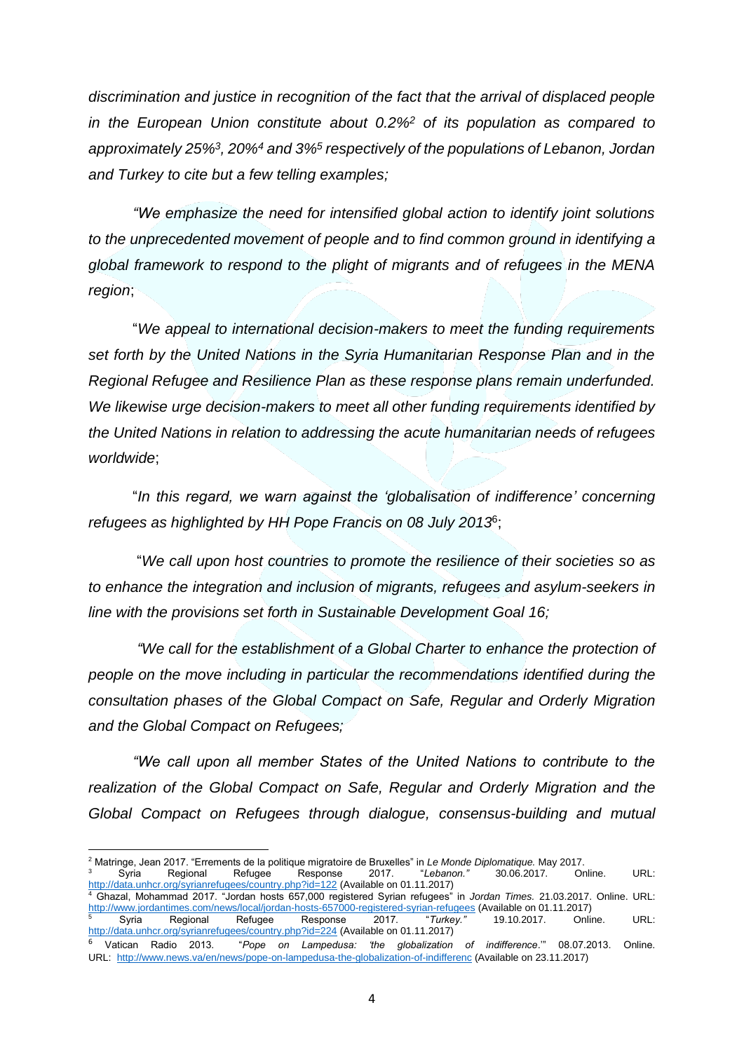*discrimination and justice in recognition of the fact that the arrival of displaced people in the European Union constitute about 0.2%[2] of its population as compared to approximately 25%[3], 20%[4] and 3%[5] respectively of the populations of Lebanon, Jordan and Turkey to cite but a few telling examples;*

*"We emphasize the need for intensified global action to identify joint solutions to the unprecedented movement of people and to find common ground in identifying a global framework to respond to the plight of migrants and of refugees in the MENA region*;

"*We appeal to international decision-makers to meet the funding requirements set forth by the United Nations in the Syria Humanitarian Response Plan and in the Regional Refugee and Resilience Plan as these response plans remain underfunded. We likewise urge decision-makers to meet all other funding requirements identified by the United Nations in relation to addressing the acute humanitarian needs of refugees worldwide*;

"*In this regard, we warn against the 'globalisation of indifference' concerning refugees as highlighted by HH Pope Francis on 08 July 2013*[6];

"*We call upon host countries to promote the resilience of their societies so as to enhance the integration and inclusion of migrants, refugees and asylum-seekers in line with the provisions set forth in Sustainable Development Goal 16;*

*"We call for the establishment of a Global Charter to enhance the protection of people on the move including in particular the recommendations identified during the consultation phases of the Global Compact on Safe, Regular and Orderly Migration and the Global Compact on Refugees;*

*"We call upon all member States of the United Nations to contribute to the realization of the Global Compact on Safe, Regular and Orderly Migration and the Global Compact on Refugees through dialogue, consensus-building and mutual*

---

[2] Matringe, Jean 2017. "Errements de la politique migratoire de Bruxelles" in *Le Monde Diplomatique.* May 2017.

[3] Syria Regional Refugee Response 2017. "*Lebanon.*" 30.06.2017. Online. URL: http://data.unhcr.org/syrianrefugees/country.php?id=122 (Available on 01.11.2017)

[4] Ghazal, Mohammad 2017. "Jordan hosts 657,000 registered Syrian refugees" in *Jordan Times.* 21.03.2017. Online. URL: http://www.jordantimes.com/news/local/jordan-hosts-657000-registered-syrian-refugees (Available on 01.11.2017)

[5] Syria Regional Refugee Response 2017. "*Turkey.*" 19.10.2017. Online. URL: http://data.unhcr.org/syrianrefugees/country.php?id=224 (Available on 01.11.2017)

[6] Vatican Radio 2013. "*Pope on Lampedusa: 'the globalization of indifference*.'" 08.07.2013. Online. URL: http://www.news.va/en/news/pope-on-lampedusa-the-globalization-of-indifferenc (Available on 23.11.2017)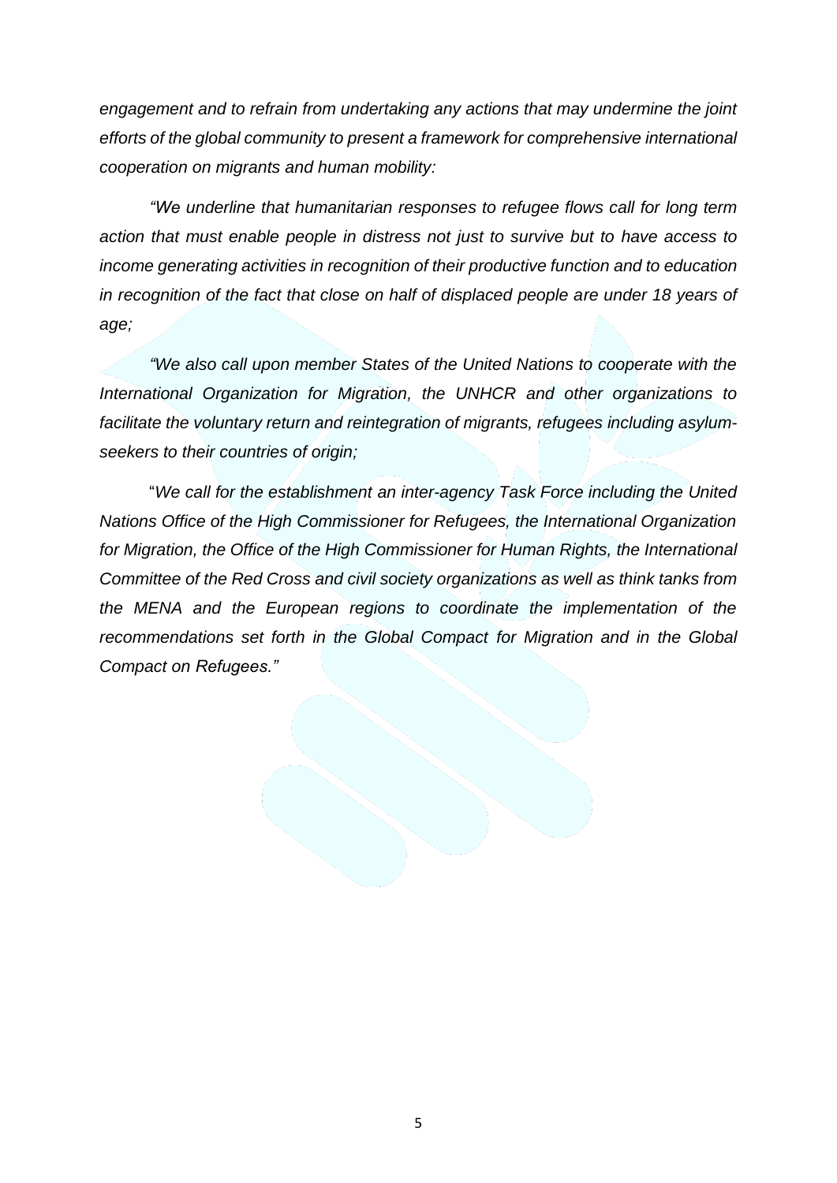*engagement and to refrain from undertaking any actions that may undermine the joint efforts of the global community to present a framework for comprehensive international cooperation on migrants and human mobility:*

*"We underline that humanitarian responses to refugee flows call for long term action that must enable people in distress not just to survive but to have access to income generating activities in recognition of their productive function and to education in recognition of the fact that close on half of displaced people are under 18 years of age;*

*"We also call upon member States of the United Nations to cooperate with the International Organization for Migration, the UNHCR and other organizations to facilitate the voluntary return and reintegration of migrants, refugees including asylum-seekers to their countries of origin;*

"*We call for the establishment an inter-agency Task Force including the United Nations Office of the High Commissioner for Refugees, the International Organization for Migration, the Office of the High Commissioner for Human Rights, the International Committee of the Red Cross and civil society organizations as well as think tanks from the MENA and the European regions to coordinate the implementation of the recommendations set forth in the Global Compact for Migration and in the Global Compact on Refugees."*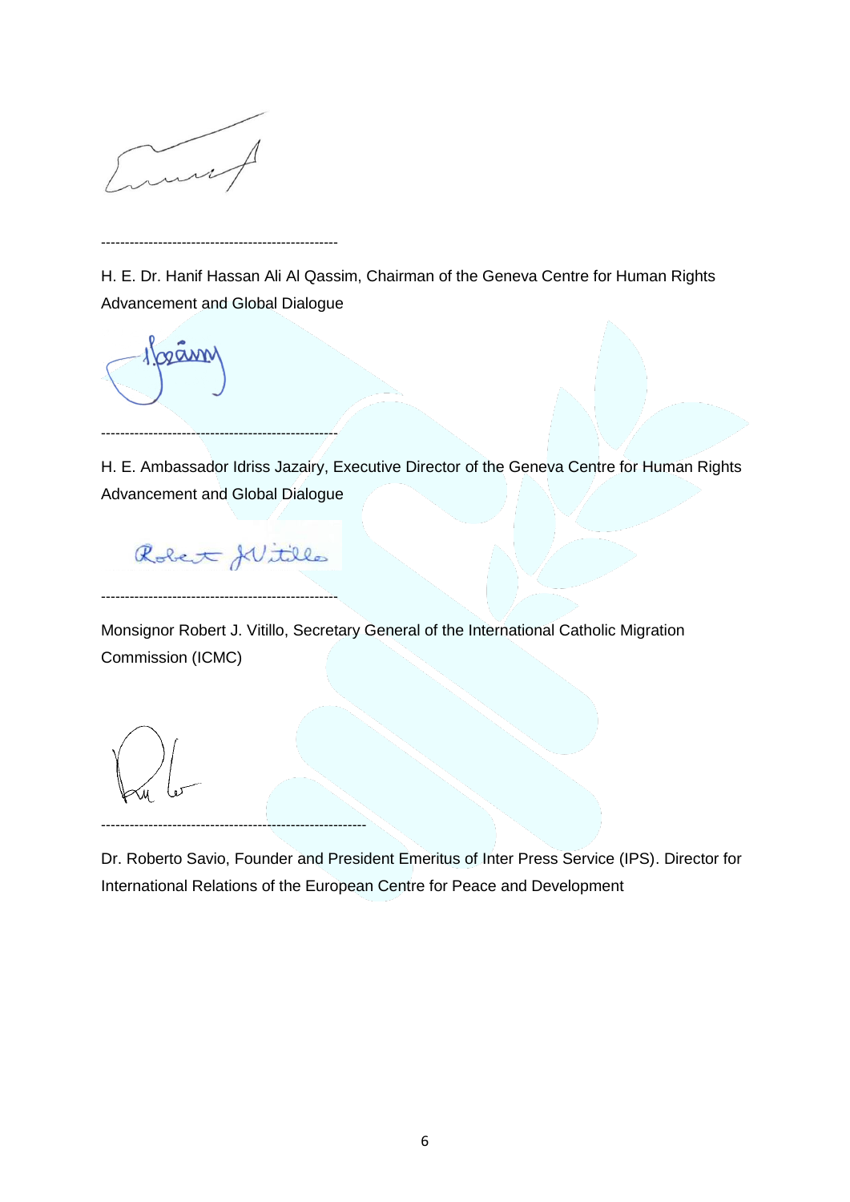---------------------------------------------------

H. E. Dr. Hanif Hassan Ali Al Qassim, Chairman of the Geneva Centre for Human Rights Advancement and Global Dialogue

---------------------------------------------------

H. E. Ambassador Idriss Jazairy, Executive Director of the Geneva Centre for Human Rights Advancement and Global Dialogue

---------------------------------------------------

Monsignor Robert J. Vitillo, Secretary General of the International Catholic Migration Commission (ICMC)

--------------------------------------------------------

Dr. Roberto Savio, Founder and President Emeritus of Inter Press Service (IPS). Director for International Relations of the European Centre for Peace and Development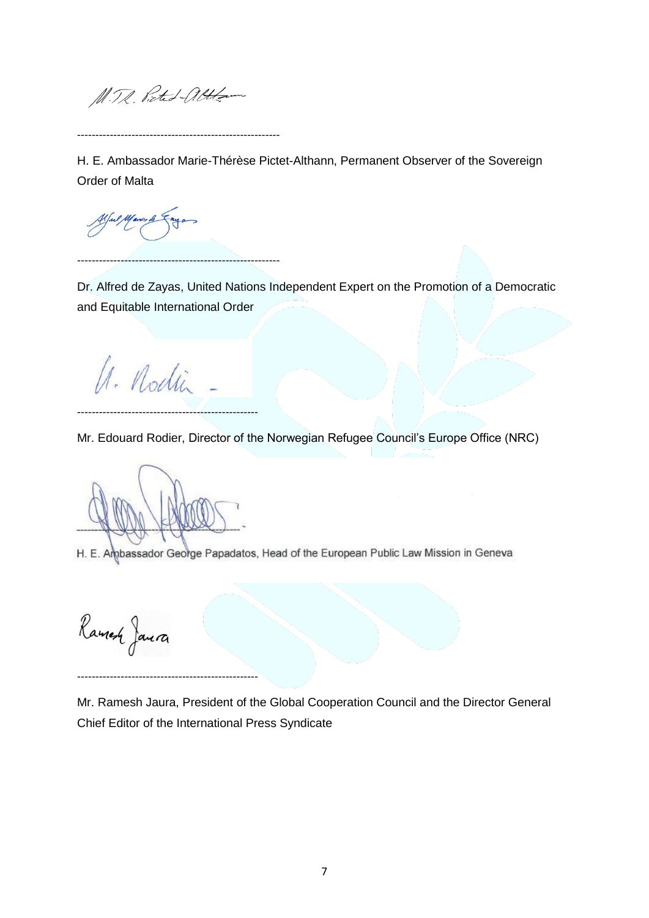--------------------------------------------------------

H. E. Ambassador Marie-Thérèse Pictet-Althann, Permanent Observer of the Sovereign Order of Malta

--------------------------------------------------------

Dr. Alfred de Zayas, United Nations Independent Expert on the Promotion of a Democratic and Equitable International Order

--------------------------------------------------

Mr. Edouard Rodier, Director of the Norwegian Refugee Council's Europe Office (NRC)

--------------------------------------------------

H. E. Ambassador George Papadatos, Head of the European Public Law Mission in Geneva

--------------------------------------------------

Mr. Ramesh Jaura, President of the Global Cooperation Council and the Director General Chief Editor of the International Press Syndicate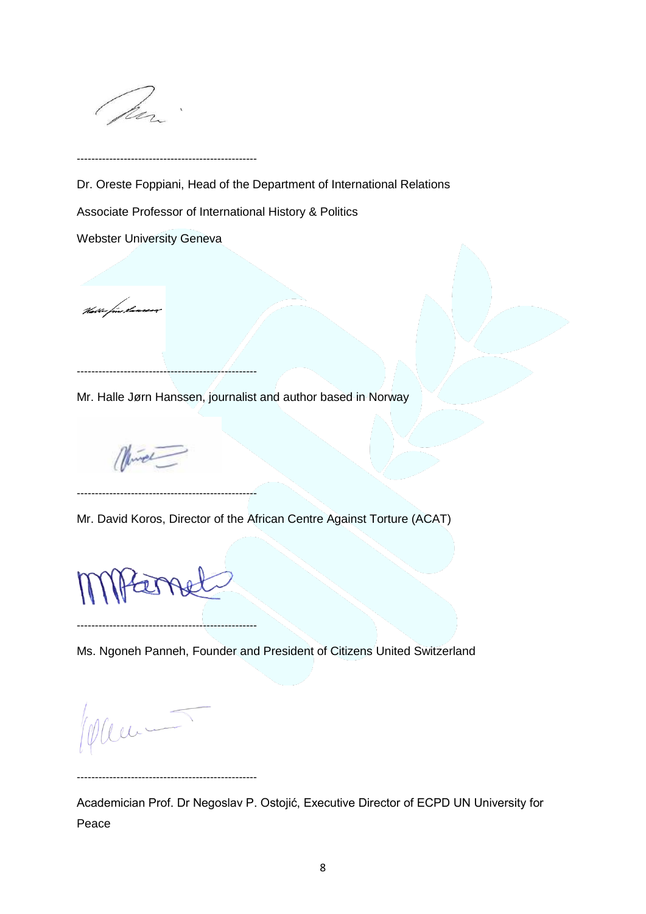--------------------------------------------------

Dr. Oreste Foppiani, Head of the Department of International Relations

Associate Professor of International History & Politics

Webster University Geneva

--------------------------------------------------

Mr. Halle Jørn Hanssen, journalist and author based in Norway

--------------------------------------------------

Mr. David Koros, Director of the African Centre Against Torture (ACAT)

--------------------------------------------------

Ms. Ngoneh Panneh, Founder and President of Citizens United Switzerland

--------------------------------------------------

Academician Prof. Dr Negoslav P. Ostojić, Executive Director of ECPD UN University for Peace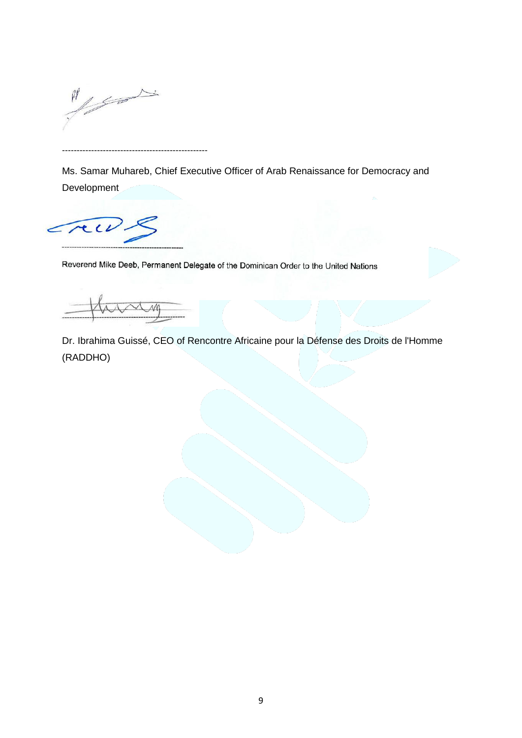---------------------------------------------------

Ms. Samar Muhareb, Chief Executive Officer of Arab Renaissance for Democracy and Development

---------------------------------------------------

Reverend Mike Deeb, Permanent Delegate of the Dominican Order to the United Nations

---------------------------------------------------

Dr. Ibrahima Guissé, CEO of Rencontre Africaine pour la Défense des Droits de l'Homme (RADDHO)